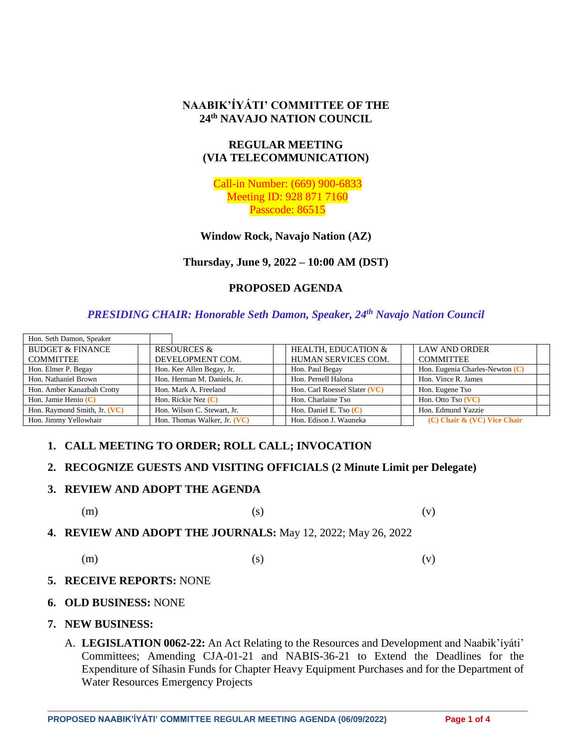# NAABIK'ÍYÁTI' COMMITTEE OF THE 24th NAVAJO NATION COUNCIL

## REGULAR MEETING (VIA TELECOMMUNICATION)

Call-in Number: (669) 900-6833
Meeting ID: 928 871 7160
Passcode: 86515

**Window Rock, Navajo Nation (AZ)**

**Thursday, June 9, 2022 – 10:00 AM (DST)**

## PROPOSED AGENDA

***PRESIDING CHAIR: Honorable Seth Damon, Speaker, 24th Navajo Nation Council***

| Hon. Seth Damon, Speaker | | | | | | | |
|---|---|---|---|---|---|---|---|
| BUDGET & FINANCE COMMITTEE | | RESOURCES & DEVELOPMENT COM. | | HEALTH, EDUCATION & HUMAN SERVICES COM. | | LAW AND ORDER COMMITTEE | |
| Hon. Elmer P. Begay | | Hon. Kee Allen Begay, Jr. | | Hon. Paul Begay | | Hon. Eugenia Charles-Newton **(C)** | |
| Hon. Nathaniel Brown | | Hon. Herman M. Daniels, Jr. | | Hon. Pernell Halona | | Hon. Vince R. James | |
| Hon. Amber Kanazbah Crotty | | Hon. Mark A. Freeland | | Hon. Carl Roessel Slater **(VC)** | | Hon. Eugene Tso | |
| Hon. Jamie Henio **(C)** | | Hon. Rickie Nez **(C)** | | Hon. Charlaine Tso | | Hon. Otto Tso **(VC)** | |
| Hon. Raymond Smith, Jr. **(VC)** | | Hon. Wilson C. Stewart, Jr. | | Hon. Daniel E. Tso **(C)** | | Hon. Edmund Yazzie | |
| Hon. Jimmy Yellowhair | | Hon. Thomas Walker, Jr. **(VC)** | | Hon. Edison J. Wauneka | | **(C) Chair & (VC) Vice Chair** | |

1. **CALL MEETING TO ORDER; ROLL CALL; INVOCATION**

2. **RECOGNIZE GUESTS AND VISITING OFFICIALS (2 Minute Limit per Delegate)**

3. **REVIEW AND ADOPT THE AGENDA**

   (m) (s) (v)

4. **REVIEW AND ADOPT THE JOURNALS:** May 12, 2022; May 26, 2022

   (m) (s) (v)

5. **RECEIVE REPORTS:** NONE

6. **OLD BUSINESS:** NONE

7. **NEW BUSINESS:**

   A. **LEGISLATION 0062-22:** An Act Relating to the Resources and Development and Naabik'íyáti' Committees; Amending CJA-01-21 and NABIS-36-21 to Extend the Deadlines for the Expenditure of Síhasin Funds for Chapter Heavy Equipment Purchases and for the Department of Water Resources Emergency Projects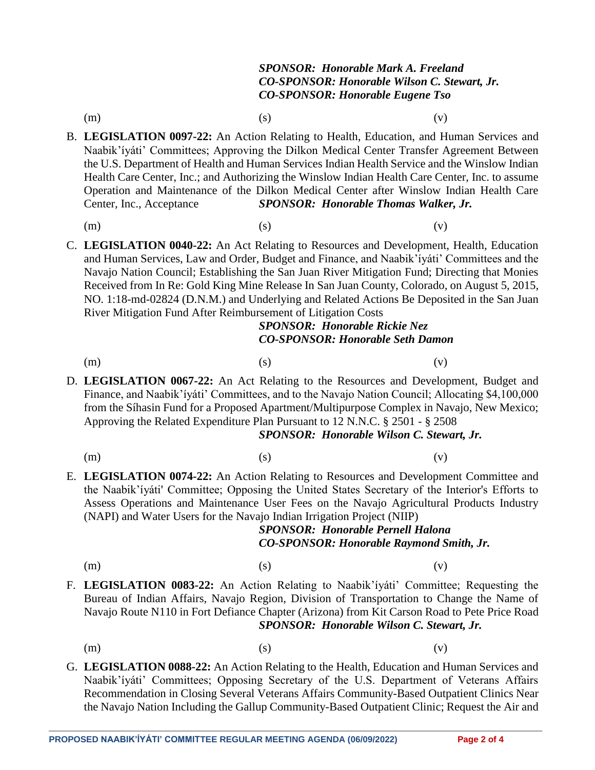***SPONSOR: Honorable Mark A. Freeland***
***CO-SPONSOR: Honorable Wilson C. Stewart, Jr.***
***CO-SPONSOR: Honorable Eugene Tso***

(m) (s) (v)

B. **LEGISLATION 0097-22:** An Action Relating to Health, Education, and Human Services and Naabik'íyáti' Committees; Approving the Dilkon Medical Center Transfer Agreement Between the U.S. Department of Health and Human Services Indian Health Service and the Winslow Indian Health Care Center, Inc.; and Authorizing the Winslow Indian Health Care Center, Inc. to assume Operation and Maintenance of the Dilkon Medical Center after Winslow Indian Health Care Center, Inc., Acceptance ***SPONSOR: Honorable Thomas Walker, Jr.***

(m) (s) (v)

C. **LEGISLATION 0040-22:** An Act Relating to Resources and Development, Health, Education and Human Services, Law and Order, Budget and Finance, and Naabik'íyáti' Committees and the Navajo Nation Council; Establishing the San Juan River Mitigation Fund; Directing that Monies Received from In Re: Gold King Mine Release In San Juan County, Colorado, on August 5, 2015, NO. 1:18-md-02824 (D.N.M.) and Underlying and Related Actions Be Deposited in the San Juan River Mitigation Fund After Reimbursement of Litigation Costs
***SPONSOR: Honorable Rickie Nez***
***CO-SPONSOR: Honorable Seth Damon***

(m) (s) (v)

D. **LEGISLATION 0067-22:** An Act Relating to the Resources and Development, Budget and Finance, and Naabik'íyáti' Committees, and to the Navajo Nation Council; Allocating $4,100,000 from the Síhasin Fund for a Proposed Apartment/Multipurpose Complex in Navajo, New Mexico; Approving the Related Expenditure Plan Pursuant to 12 N.N.C. § 2501 - § 2508
***SPONSOR: Honorable Wilson C. Stewart, Jr.***

(m) (s) (v)

E. **LEGISLATION 0074-22:** An Action Relating to Resources and Development Committee and the Naabik'íyáti' Committee; Opposing the United States Secretary of the Interior's Efforts to Assess Operations and Maintenance User Fees on the Navajo Agricultural Products Industry (NAPI) and Water Users for the Navajo Indian Irrigation Project (NIIP)
***SPONSOR: Honorable Pernell Halona***
***CO-SPONSOR: Honorable Raymond Smith, Jr.***

(m) (s) (v)

F. **LEGISLATION 0083-22:** An Action Relating to Naabik'íyáti' Committee; Requesting the Bureau of Indian Affairs, Navajo Region, Division of Transportation to Change the Name of Navajo Route N110 in Fort Defiance Chapter (Arizona) from Kit Carson Road to Pete Price Road
***SPONSOR: Honorable Wilson C. Stewart, Jr.***

(m) (s) (v)

G. **LEGISLATION 0088-22:** An Action Relating to the Health, Education and Human Services and Naabik'íyáti' Committees; Opposing Secretary of the U.S. Department of Veterans Affairs Recommendation in Closing Several Veterans Affairs Community-Based Outpatient Clinics Near the Navajo Nation Including the Gallup Community-Based Outpatient Clinic; Request the Air and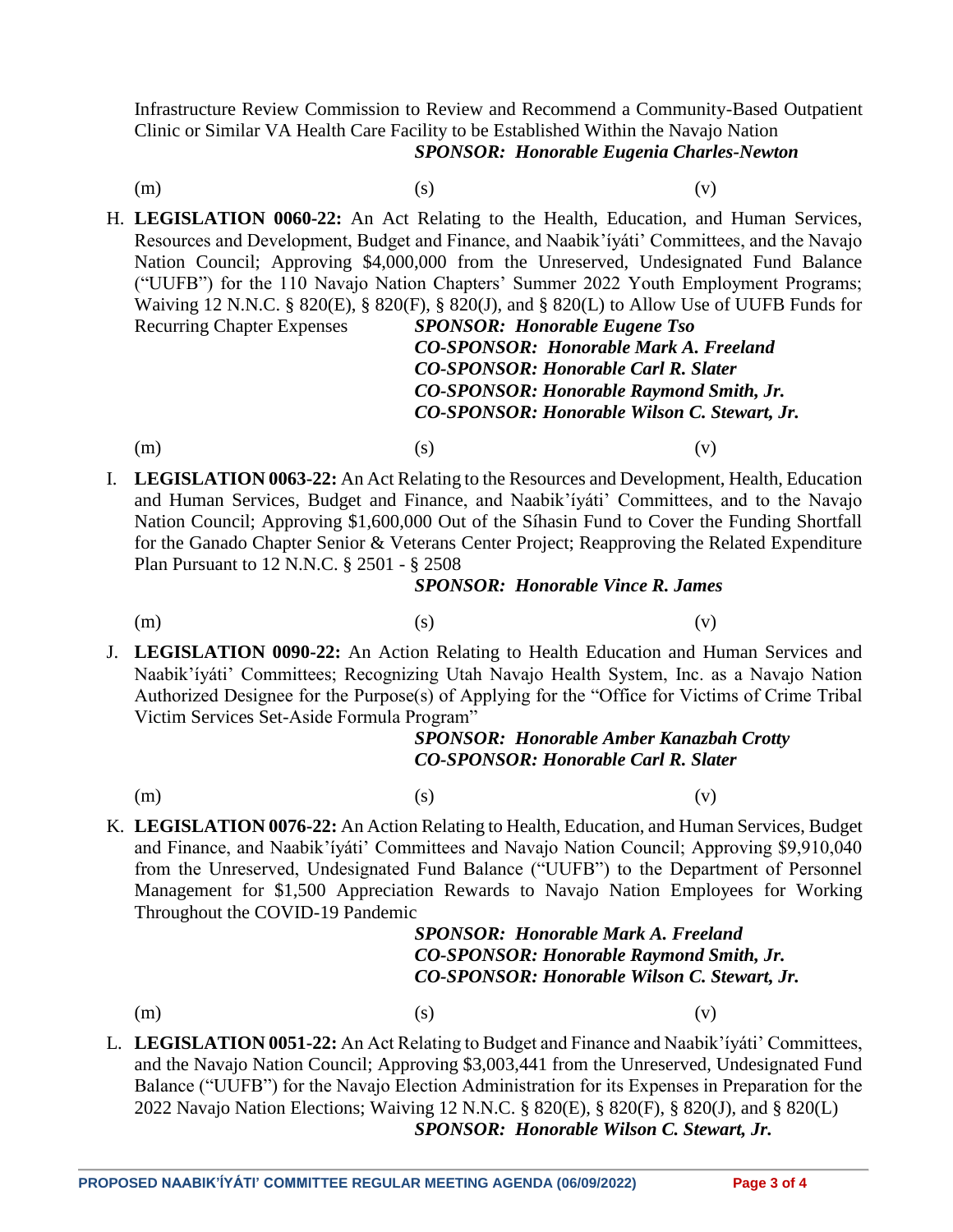Infrastructure Review Commission to Review and Recommend a Community-Based Outpatient Clinic or Similar VA Health Care Facility to be Established Within the Navajo Nation

***SPONSOR: Honorable Eugenia Charles-Newton***

(m) (s) (v)

H. **LEGISLATION 0060-22:** An Act Relating to the Health, Education, and Human Services, Resources and Development, Budget and Finance, and Naabik'íyáti' Committees, and the Navajo Nation Council; Approving $4,000,000 from the Unreserved, Undesignated Fund Balance ("UUFB") for the 110 Navajo Nation Chapters' Summer 2022 Youth Employment Programs; Waiving 12 N.N.C. § 820(E), § 820(F), § 820(J), and § 820(L) to Allow Use of UUFB Funds for Recurring Chapter Expenses

***SPONSOR: Honorable Eugene Tso***
***CO-SPONSOR: Honorable Mark A. Freeland***
***CO-SPONSOR: Honorable Carl R. Slater***
***CO-SPONSOR: Honorable Raymond Smith, Jr.***
***CO-SPONSOR: Honorable Wilson C. Stewart, Jr.***

(m) (s) (v)

I. **LEGISLATION 0063-22:** An Act Relating to the Resources and Development, Health, Education and Human Services, Budget and Finance, and Naabik'íyáti' Committees, and to the Navajo Nation Council; Approving $1,600,000 Out of the Síhasin Fund to Cover the Funding Shortfall for the Ganado Chapter Senior & Veterans Center Project; Reapproving the Related Expenditure Plan Pursuant to 12 N.N.C. § 2501 - § 2508

***SPONSOR: Honorable Vince R. James***

(m) (s) (v)

J. **LEGISLATION 0090-22:** An Action Relating to Health Education and Human Services and Naabik'íyáti' Committees; Recognizing Utah Navajo Health System, Inc. as a Navajo Nation Authorized Designee for the Purpose(s) of Applying for the "Office for Victims of Crime Tribal Victim Services Set-Aside Formula Program"

***SPONSOR: Honorable Amber Kanazbah Crotty***
***CO-SPONSOR: Honorable Carl R. Slater***

(m) (s) (v)

K. **LEGISLATION 0076-22:** An Action Relating to Health, Education, and Human Services, Budget and Finance, and Naabik'íyáti' Committees and Navajo Nation Council; Approving $9,910,040 from the Unreserved, Undesignated Fund Balance ("UUFB") to the Department of Personnel Management for $1,500 Appreciation Rewards to Navajo Nation Employees for Working Throughout the COVID-19 Pandemic

***SPONSOR: Honorable Mark A. Freeland***
***CO-SPONSOR: Honorable Raymond Smith, Jr.***
***CO-SPONSOR: Honorable Wilson C. Stewart, Jr.***

(m) (s) (v)

L. **LEGISLATION 0051-22:** An Act Relating to Budget and Finance and Naabik'íyáti' Committees, and the Navajo Nation Council; Approving $3,003,441 from the Unreserved, Undesignated Fund Balance ("UUFB") for the Navajo Election Administration for its Expenses in Preparation for the 2022 Navajo Nation Elections; Waiving 12 N.N.C. § 820(E), § 820(F), § 820(J), and § 820(L)

***SPONSOR: Honorable Wilson C. Stewart, Jr.***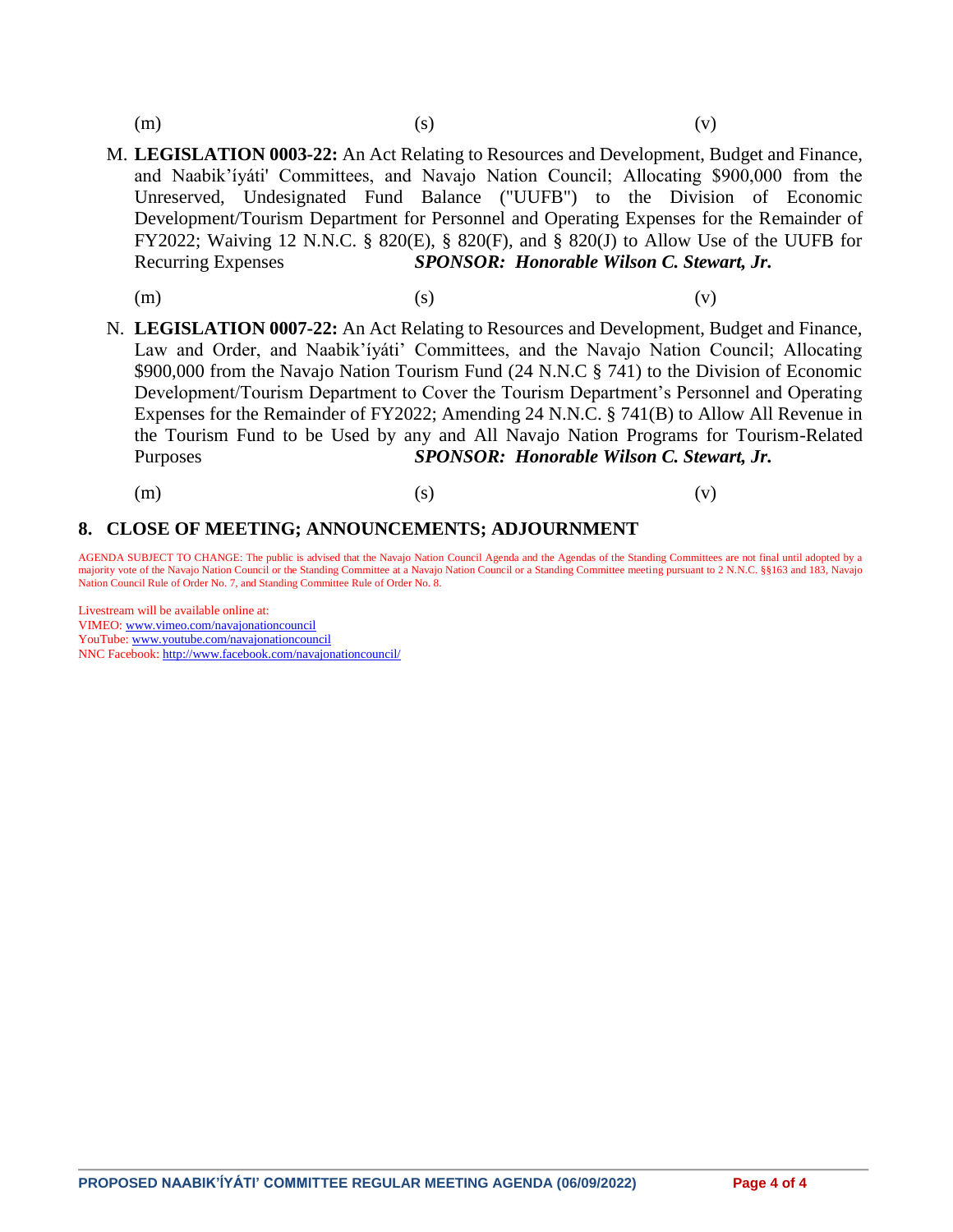(m) (s) (v)

M. **LEGISLATION 0003-22:** An Act Relating to Resources and Development, Budget and Finance, and Naabik'íyáti' Committees, and Navajo Nation Council; Allocating $900,000 from the Unreserved, Undesignated Fund Balance ("UUFB") to the Division of Economic Development/Tourism Department for Personnel and Operating Expenses for the Remainder of FY2022; Waiving 12 N.N.C. § 820(E), § 820(F), and § 820(J) to Allow Use of the UUFB for Recurring Expenses ***SPONSOR: Honorable Wilson C. Stewart, Jr.***

(m) (s) (v)

N. **LEGISLATION 0007-22:** An Act Relating to Resources and Development, Budget and Finance, Law and Order, and Naabik'íyáti' Committees, and the Navajo Nation Council; Allocating $900,000 from the Navajo Nation Tourism Fund (24 N.N.C § 741) to the Division of Economic Development/Tourism Department to Cover the Tourism Department's Personnel and Operating Expenses for the Remainder of FY2022; Amending 24 N.N.C. § 741(B) to Allow All Revenue in the Tourism Fund to be Used by any and All Navajo Nation Programs for Tourism-Related Purposes ***SPONSOR: Honorable Wilson C. Stewart, Jr.***

(m) (s) (v)

## 8. CLOSE OF MEETING; ANNOUNCEMENTS; ADJOURNMENT

AGENDA SUBJECT TO CHANGE: The public is advised that the Navajo Nation Council Agenda and the Agendas of the Standing Committees are not final until adopted by a majority vote of the Navajo Nation Council or the Standing Committee at a Navajo Nation Council or a Standing Committee meeting pursuant to 2 N.N.C. §§163 and 183, Navajo Nation Council Rule of Order No. 7, and Standing Committee Rule of Order No. 8.

Livestream will be available online at:
VIMEO: www.vimeo.com/navajonationcouncil
YouTube: www.youtube.com/navajonationcouncil
NNC Facebook: http://www.facebook.com/navajonationcouncil/